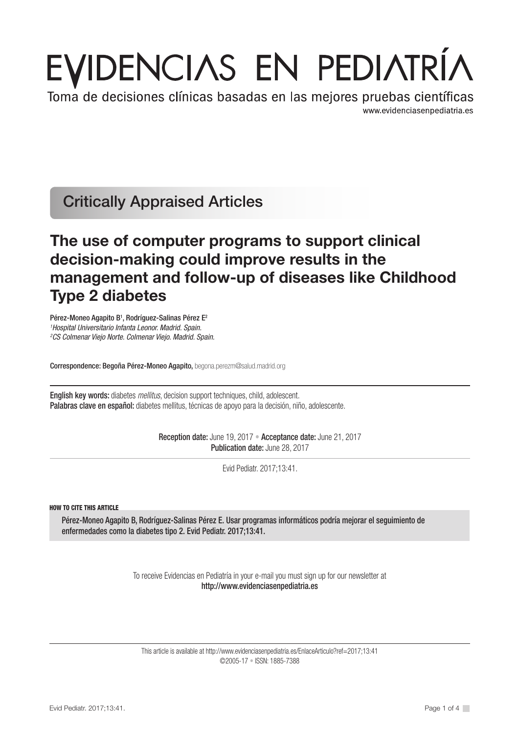# EVIDENCIAS EN PEDIATRÍA

Toma de decisiones clínicas basadas en las mejores pruebas científicas

www.evidenciasenpediatria.es

## Critically Appraised Articles

# The use of computer programs to support clinical decision-making could improve results in the management and follow-up of diseases like Childhood Type 2 diabetes

Pérez-Moneo Agapito B[1], Rodríguez-Salinas Pérez E[2]

[1]*Hospital Universitario Infanta Leonor. Madrid. Spain.*
[2]*CS Colmenar Viejo Norte. Colmenar Viejo. Madrid. Spain.*

**Correspondence:** Begoña Pérez-Moneo Agapito, begona.perezm@salud.madrid.org

---

**English key words:** diabetes *mellitus*, decision support techniques, child, adolescent.
**Palabras clave en español:** diabetes mellitus, técnicas de apoyo para la decisión, niño, adolescente.

**Reception date:** June 19, 2017 • **Acceptance date:** June 21, 2017
**Publication date:** June 28, 2017

Evid Pediatr. 2017;13:41.

**HOW TO CITE THIS ARTICLE**

Pérez-Moneo Agapito B, Rodríguez-Salinas Pérez E. Usar programas informáticos podría mejorar el seguimiento de enfermedades como la diabetes tipo 2. Evid Pediatr. 2017;13:41.

To receive Evidencias en Pediatría in your e-mail you must sign up for our newsletter at
**http://www.evidenciasenpediatria.es**

---

This article is available at http://www.evidenciasenpediatria.es/EnlaceArticulo?ref=2017;13:41
©2005-17 • ISSN: 1885-7388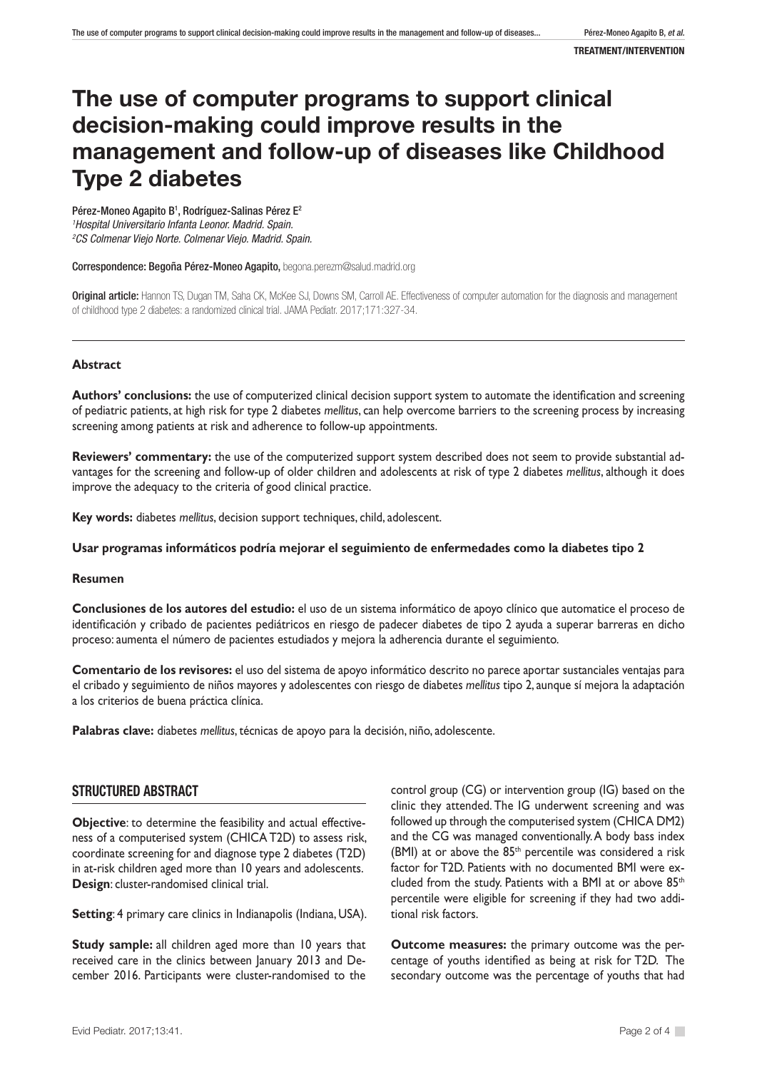# The use of computer programs to support clinical decision-making could improve results in the management and follow-up of diseases like Childhood Type 2 diabetes

Pérez-Moneo Agapito B[1], Rodríguez-Salinas Pérez E[2]

[1]*Hospital Universitario Infanta Leonor. Madrid. Spain.*
[2]*CS Colmenar Viejo Norte. Colmenar Viejo. Madrid. Spain.*

Correspondence: Begoña Pérez-Moneo Agapito, begona.perezm@salud.madrid.org

**Original article:** Hannon TS, Dugan TM, Saha CK, McKee SJ, Downs SM, Carroll AE. Effectiveness of computer automation for the diagnosis and management of childhood type 2 diabetes: a randomized clinical trial. JAMA Pediatr. 2017;171:327-34.

---

### Abstract

**Authors' conclusions:** the use of computerized clinical decision support system to automate the identification and screening of pediatric patients, at high risk for type 2 diabetes *mellitus*, can help overcome barriers to the screening process by increasing screening among patients at risk and adherence to follow-up appointments.

**Reviewers' commentary:** the use of the computerized support system described does not seem to provide substantial advantages for the screening and follow-up of older children and adolescents at risk of type 2 diabetes *mellitus*, although it does improve the adequacy to the criteria of good clinical practice.

**Key words:** diabetes *mellitus*, decision support techniques, child, adolescent.

### Usar programas informáticos podría mejorar el seguimiento de enfermedades como la diabetes tipo 2

### Resumen

**Conclusiones de los autores del estudio:** el uso de un sistema informático de apoyo clínico que automatice el proceso de identificación y cribado de pacientes pediátricos en riesgo de padecer diabetes de tipo 2 ayuda a superar barreras en dicho proceso: aumenta el número de pacientes estudiados y mejora la adherencia durante el seguimiento.

**Comentario de los revisores:** el uso del sistema de apoyo informático descrito no parece aportar sustanciales ventajas para el cribado y seguimiento de niños mayores y adolescentes con riesgo de diabetes *mellitus* tipo 2, aunque sí mejora la adaptación a los criterios de buena práctica clínica.

**Palabras clave:** diabetes *mellitus*, técnicas de apoyo para la decisión, niño, adolescente.

## STRUCTURED ABSTRACT

**Objective**: to determine the feasibility and actual effectiveness of a computerised system (CHICA T2D) to assess risk, coordinate screening for and diagnose type 2 diabetes (T2D) in at-risk children aged more than 10 years and adolescents.

**Design**: cluster-randomised clinical trial.

**Setting**: 4 primary care clinics in Indianapolis (Indiana, USA).

**Study sample:** all children aged more than 10 years that received care in the clinics between January 2013 and December 2016. Participants were cluster-randomised to the control group (CG) or intervention group (IG) based on the clinic they attended. The IG underwent screening and was followed up through the computerised system (CHICA DM2) and the CG was managed conventionally. A body bass index (BMI) at or above the 85[th] percentile was considered a risk factor for T2D. Patients with no documented BMI were excluded from the study. Patients with a BMI at or above 85[th] percentile were eligible for screening if they had two additional risk factors.

**Outcome measures:** the primary outcome was the percentage of youths identified as being at risk for T2D. The secondary outcome was the percentage of youths that had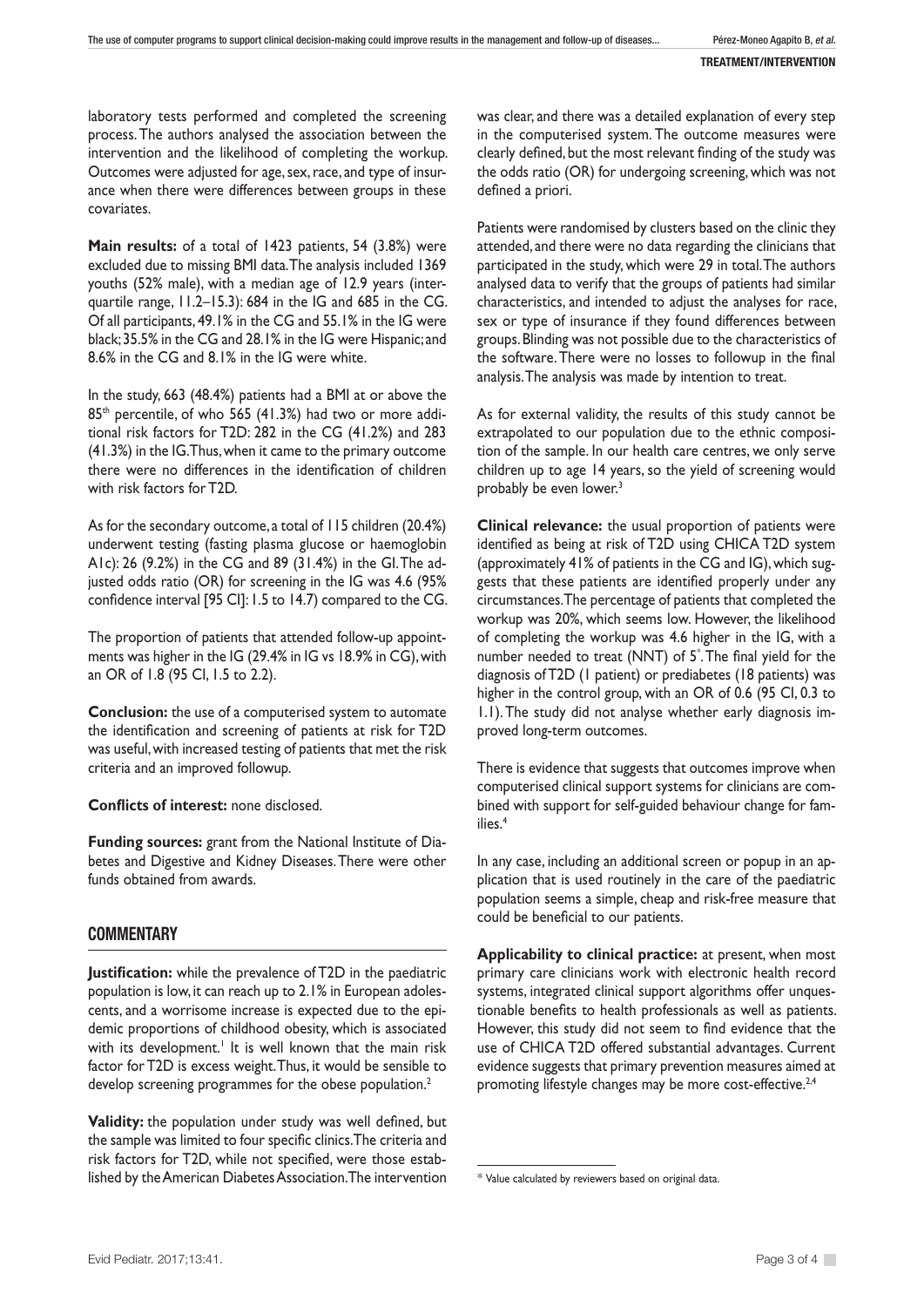laboratory tests performed and completed the screening process. The authors analysed the association between the intervention and the likelihood of completing the workup. Outcomes were adjusted for age, sex, race, and type of insurance when there were differences between groups in these covariates.

**Main results:** of a total of 1423 patients, 54 (3.8%) were excluded due to missing BMI data. The analysis included 1369 youths (52% male), with a median age of 12.9 years (interquartile range, 11.2–15.3): 684 in the IG and 685 in the CG. Of all participants, 49.1% in the CG and 55.1% in the IG were black; 35.5% in the CG and 28.1% in the IG were Hispanic; and 8.6% in the CG and 8.1% in the IG were white.

In the study, 663 (48.4%) patients had a BMI at or above the 85th percentile, of who 565 (41.3%) had two or more additional risk factors for T2D: 282 in the CG (41.2%) and 283 (41.3%) in the IG. Thus, when it came to the primary outcome there were no differences in the identification of children with risk factors for T2D.

As for the secondary outcome, a total of 115 children (20.4%) underwent testing (fasting plasma glucose or haemoglobin A1c): 26 (9.2%) in the CG and 89 (31.4%) in the GI. The adjusted odds ratio (OR) for screening in the IG was 4.6 (95% confidence interval [95 CI]: 1.5 to 14.7) compared to the CG.

The proportion of patients that attended follow-up appointments was higher in the IG (29.4% in IG vs 18.9% in CG), with an OR of 1.8 (95 CI, 1.5 to 2.2).

**Conclusion:** the use of a computerised system to automate the identification and screening of patients at risk for T2D was useful, with increased testing of patients that met the risk criteria and an improved followup.

**Conflicts of interest:** none disclosed.

**Funding sources:** grant from the National Institute of Diabetes and Digestive and Kidney Diseases. There were other funds obtained from awards.

## COMMENTARY

**Justification:** while the prevalence of T2D in the paediatric population is low, it can reach up to 2.1% in European adolescents, and a worrisome increase is expected due to the epidemic proportions of childhood obesity, which is associated with its development.[1] It is well known that the main risk factor for T2D is excess weight. Thus, it would be sensible to develop screening programmes for the obese population.[2]

**Validity:** the population under study was well defined, but the sample was limited to four specific clinics. The criteria and risk factors for T2D, while not specified, were those established by the American Diabetes Association. The intervention was clear, and there was a detailed explanation of every step in the computerised system. The outcome measures were clearly defined, but the most relevant finding of the study was the odds ratio (OR) for undergoing screening, which was not defined a priori.

Patients were randomised by clusters based on the clinic they attended, and there were no data regarding the clinicians that participated in the study, which were 29 in total. The authors analysed data to verify that the groups of patients had similar characteristics, and intended to adjust the analyses for race, sex or type of insurance if they found differences between groups. Blinding was not possible due to the characteristics of the software. There were no losses to followup in the final analysis. The analysis was made by intention to treat.

As for external validity, the results of this study cannot be extrapolated to our population due to the ethnic composition of the sample. In our health care centres, we only serve children up to age 14 years, so the yield of screening would probably be even lower.[3]

**Clinical relevance:** the usual proportion of patients were identified as being at risk of T2D using CHICA T2D system (approximately 41% of patients in the CG and IG), which suggests that these patients are identified properly under any circumstances. The percentage of patients that completed the workup was 20%, which seems low. However, the likelihood of completing the workup was 4.6 higher in the IG, with a number needed to treat (NNT) of 5*. The final yield for the diagnosis of T2D (1 patient) or prediabetes (18 patients) was higher in the control group, with an OR of 0.6 (95 CI, 0.3 to 1.1). The study did not analyse whether early diagnosis improved long-term outcomes.

There is evidence that suggests that outcomes improve when computerised clinical support systems for clinicians are combined with support for self-guided behaviour change for families.[4]

In any case, including an additional screen or popup in an application that is used routinely in the care of the paediatric population seems a simple, cheap and risk-free measure that could be beneficial to our patients.

**Applicability to clinical practice:** at present, when most primary care clinicians work with electronic health record systems, integrated clinical support algorithms offer unquestionable benefits to health professionals as well as patients. However, this study did not seem to find evidence that the use of CHICA T2D offered substantial advantages. Current evidence suggests that primary prevention measures aimed at promoting lifestyle changes may be more cost-effective.[2,4]

* Value calculated by reviewers based on original data.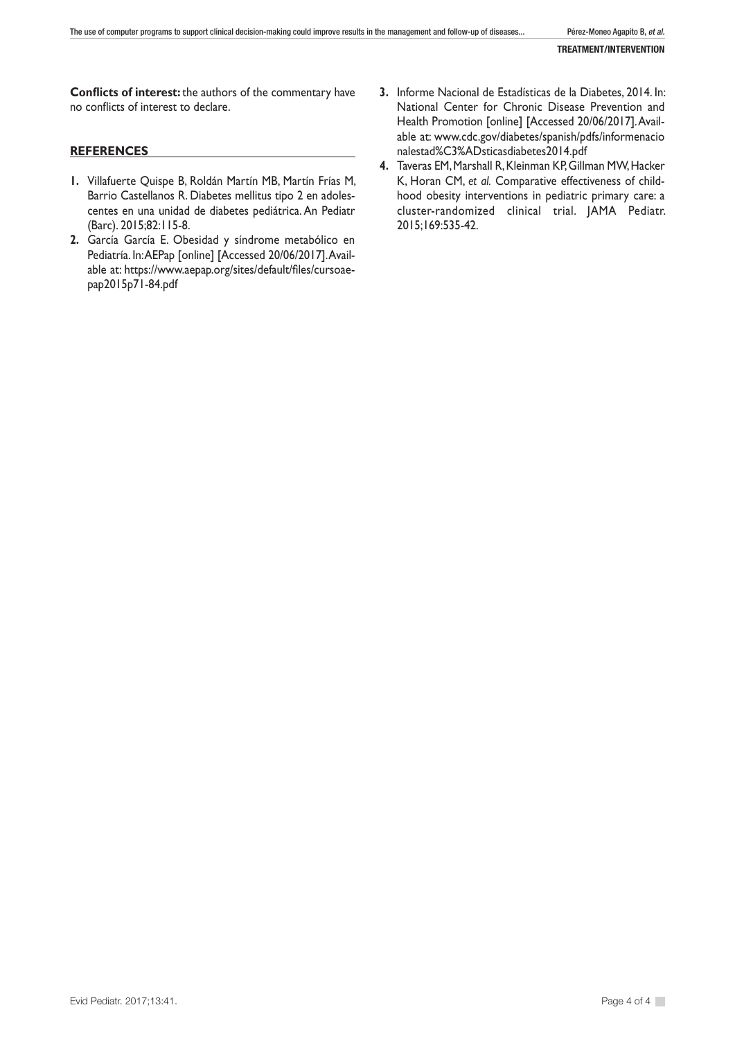**Conflicts of interest:** the authors of the commentary have no conflicts of interest to declare.

## REFERENCES

1. Villafuerte Quispe B, Roldán Martín MB, Martín Frías M, Barrio Castellanos R. Diabetes mellitus tipo 2 en adolescentes en una unidad de diabetes pediátrica. An Pediatr (Barc). 2015;82:115-8.
2. García García E. Obesidad y síndrome metabólico en Pediatría. In: AEPap [online] [Accessed 20/06/2017]. Available at: https://www.aepap.org/sites/default/files/cursoaepap2015p71-84.pdf
3. Informe Nacional de Estadísticas de la Diabetes, 2014. In: National Center for Chronic Disease Prevention and Health Promotion [online] [Accessed 20/06/2017]. Available at: www.cdc.gov/diabetes/spanish/pdfs/informenacionalestad%C3%ADsticasdiabetes2014.pdf
4. Taveras EM, Marshall R, Kleinman KP, Gillman MW, Hacker K, Horan CM, *et al.* Comparative effectiveness of childhood obesity interventions in pediatric primary care: a cluster-randomized clinical trial. JAMA Pediatr. 2015;169:535-42.